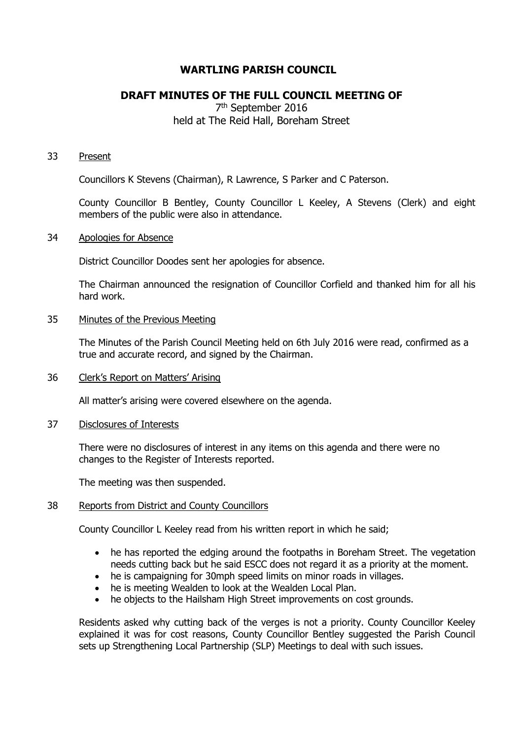# WARTLING PARISH COUNCIL

## DRAFT MINUTES OF THE FULL COUNCIL MEETING OF

7th September 2016
held at The Reid Hall, Boreham Street

33 Present

Councillors K Stevens (Chairman), R Lawrence, S Parker and C Paterson.

County Councillor B Bentley, County Councillor L Keeley, A Stevens (Clerk) and eight members of the public were also in attendance.

34 Apologies for Absence

District Councillor Doodes sent her apologies for absence.

The Chairman announced the resignation of Councillor Corfield and thanked him for all his hard work.

35 Minutes of the Previous Meeting

The Minutes of the Parish Council Meeting held on 6th July 2016 were read, confirmed as a true and accurate record, and signed by the Chairman.

36 Clerk's Report on Matters' Arising

All matter's arising were covered elsewhere on the agenda.

37 Disclosures of Interests

There were no disclosures of interest in any items on this agenda and there were no changes to the Register of Interests reported.

The meeting was then suspended.

38 Reports from District and County Councillors

County Councillor L Keeley read from his written report in which he said;

- he has reported the edging around the footpaths in Boreham Street. The vegetation needs cutting back but he said ESCC does not regard it as a priority at the moment.
- he is campaigning for 30mph speed limits on minor roads in villages.
- he is meeting Wealden to look at the Wealden Local Plan.
- he objects to the Hailsham High Street improvements on cost grounds.

Residents asked why cutting back of the verges is not a priority. County Councillor Keeley explained it was for cost reasons, County Councillor Bentley suggested the Parish Council sets up Strengthening Local Partnership (SLP) Meetings to deal with such issues.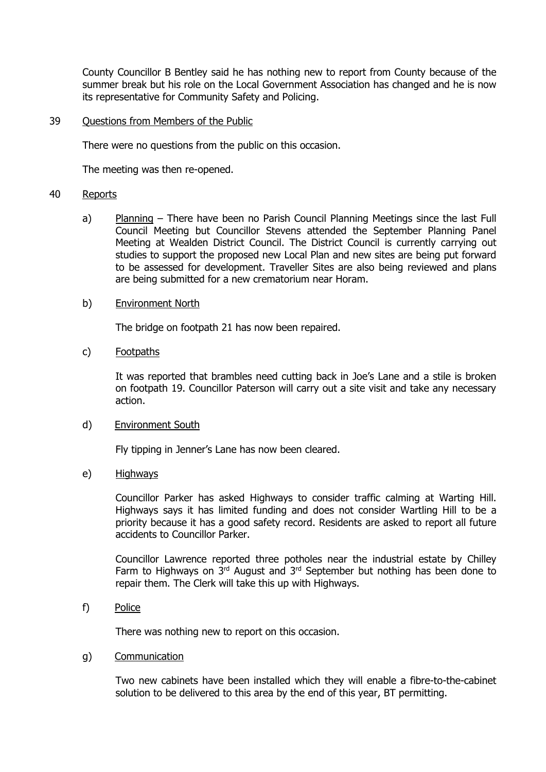County Councillor B Bentley said he has nothing new to report from County because of the summer break but his role on the Local Government Association has changed and he is now its representative for Community Safety and Policing.

39 Questions from Members of the Public

There were no questions from the public on this occasion.

The meeting was then re-opened.

40 Reports

a) Planning – There have been no Parish Council Planning Meetings since the last Full Council Meeting but Councillor Stevens attended the September Planning Panel Meeting at Wealden District Council. The District Council is currently carrying out studies to support the proposed new Local Plan and new sites are being put forward to be assessed for development. Traveller Sites are also being reviewed and plans are being submitted for a new crematorium near Horam.

b) Environment North

The bridge on footpath 21 has now been repaired.

c) Footpaths

It was reported that brambles need cutting back in Joe's Lane and a stile is broken on footpath 19. Councillor Paterson will carry out a site visit and take any necessary action.

d) Environment South

Fly tipping in Jenner's Lane has now been cleared.

e) Highways

Councillor Parker has asked Highways to consider traffic calming at Warting Hill. Highways says it has limited funding and does not consider Wartling Hill to be a priority because it has a good safety record. Residents are asked to report all future accidents to Councillor Parker.

Councillor Lawrence reported three potholes near the industrial estate by Chilley Farm to Highways on 3rd August and 3rd September but nothing has been done to repair them. The Clerk will take this up with Highways.

f) Police

There was nothing new to report on this occasion.

g) Communication

Two new cabinets have been installed which they will enable a fibre-to-the-cabinet solution to be delivered to this area by the end of this year, BT permitting.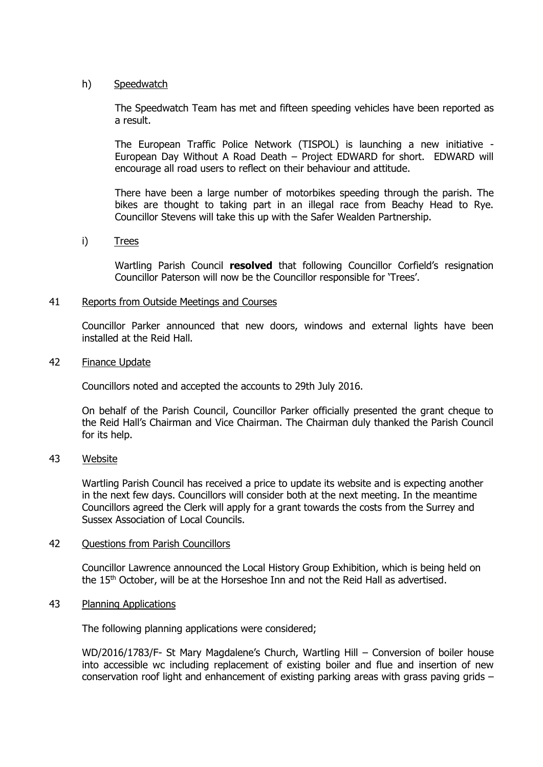h) Speedwatch

The Speedwatch Team has met and fifteen speeding vehicles have been reported as a result.

The European Traffic Police Network (TISPOL) is launching a new initiative - European Day Without A Road Death – Project EDWARD for short. EDWARD will encourage all road users to reflect on their behaviour and attitude.

There have been a large number of motorbikes speeding through the parish. The bikes are thought to taking part in an illegal race from Beachy Head to Rye. Councillor Stevens will take this up with the Safer Wealden Partnership.

i) Trees

Wartling Parish Council **resolved** that following Councillor Corfield's resignation Councillor Paterson will now be the Councillor responsible for 'Trees'.

41 Reports from Outside Meetings and Courses

Councillor Parker announced that new doors, windows and external lights have been installed at the Reid Hall.

42 Finance Update

Councillors noted and accepted the accounts to 29th July 2016.

On behalf of the Parish Council, Councillor Parker officially presented the grant cheque to the Reid Hall's Chairman and Vice Chairman. The Chairman duly thanked the Parish Council for its help.

43 Website

Wartling Parish Council has received a price to update its website and is expecting another in the next few days. Councillors will consider both at the next meeting. In the meantime Councillors agreed the Clerk will apply for a grant towards the costs from the Surrey and Sussex Association of Local Councils.

42 Questions from Parish Councillors

Councillor Lawrence announced the Local History Group Exhibition, which is being held on the 15th October, will be at the Horseshoe Inn and not the Reid Hall as advertised.

43 Planning Applications

The following planning applications were considered;

WD/2016/1783/F- St Mary Magdalene's Church, Wartling Hill – Conversion of boiler house into accessible wc including replacement of existing boiler and flue and insertion of new conservation roof light and enhancement of existing parking areas with grass paving grids –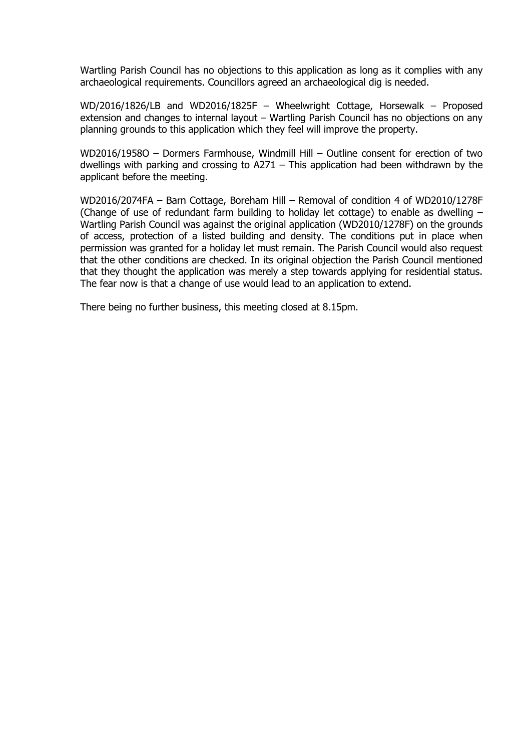Wartling Parish Council has no objections to this application as long as it complies with any archaeological requirements. Councillors agreed an archaeological dig is needed.

WD/2016/1826/LB and WD2016/1825F – Wheelwright Cottage, Horsewalk – Proposed extension and changes to internal layout – Wartling Parish Council has no objections on any planning grounds to this application which they feel will improve the property.

WD2016/1958O – Dormers Farmhouse, Windmill Hill – Outline consent for erection of two dwellings with parking and crossing to A271 – This application had been withdrawn by the applicant before the meeting.

WD2016/2074FA – Barn Cottage, Boreham Hill – Removal of condition 4 of WD2010/1278F (Change of use of redundant farm building to holiday let cottage) to enable as dwelling – Wartling Parish Council was against the original application (WD2010/1278F) on the grounds of access, protection of a listed building and density. The conditions put in place when permission was granted for a holiday let must remain. The Parish Council would also request that the other conditions are checked. In its original objection the Parish Council mentioned that they thought the application was merely a step towards applying for residential status. The fear now is that a change of use would lead to an application to extend.

There being no further business, this meeting closed at 8.15pm.